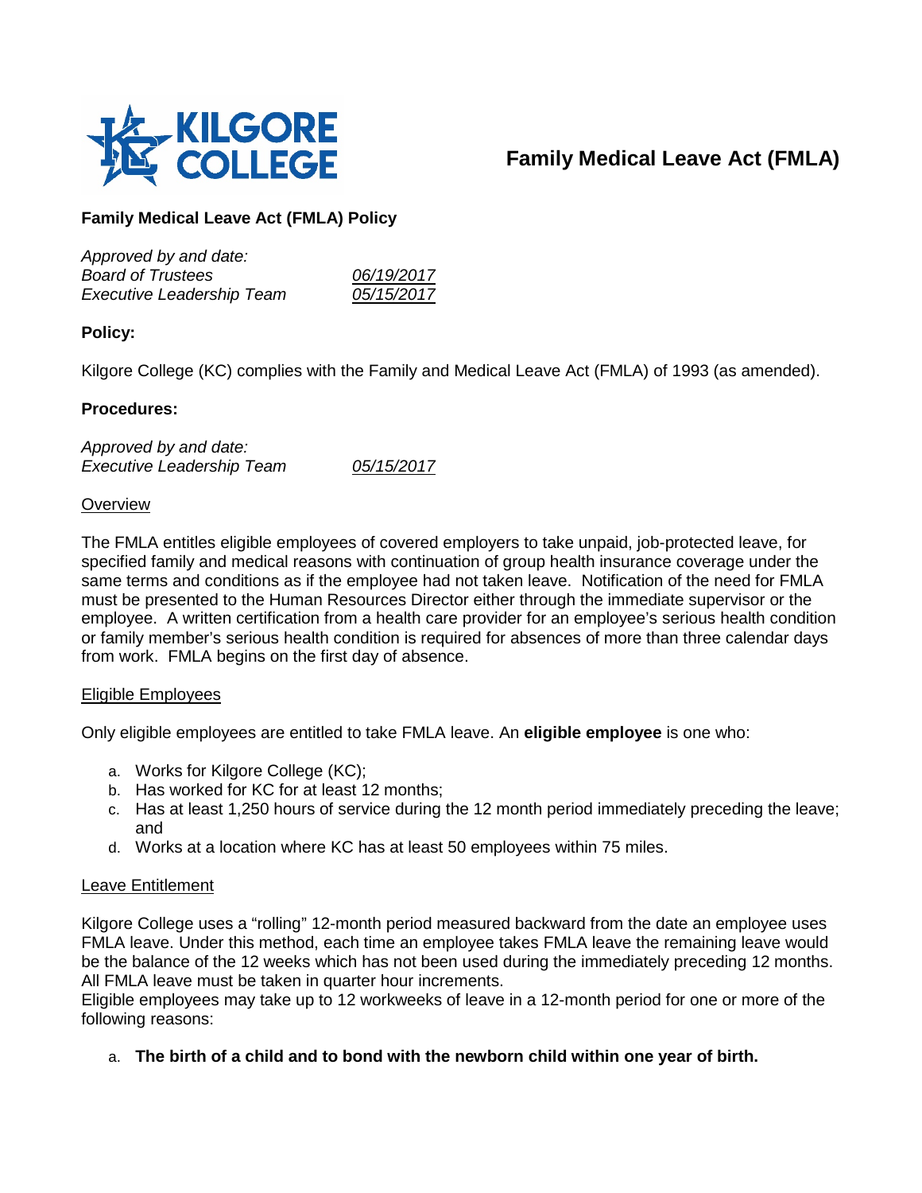KILGORE COLLEGE

# Family Medical Leave Act (FMLA)

## Family Medical Leave Act (FMLA) Policy

| *Approved by and date:* | |
|---|---|
| *Board of Trustees* | *06/19/2017* |
| *Executive Leadership Team* | *05/15/2017* |

### Policy:

Kilgore College (KC) complies with the Family and Medical Leave Act (FMLA) of 1993 (as amended).

### Procedures:

| *Approved by and date:* | |
|---|---|
| *Executive Leadership Team* | *05/15/2017* |

#### Overview

The FMLA entitles eligible employees of covered employers to take unpaid, job-protected leave, for specified family and medical reasons with continuation of group health insurance coverage under the same terms and conditions as if the employee had not taken leave. Notification of the need for FMLA must be presented to the Human Resources Director either through the immediate supervisor or the employee. A written certification from a health care provider for an employee's serious health condition or family member's serious health condition is required for absences of more than three calendar days from work. FMLA begins on the first day of absence.

#### Eligible Employees

Only eligible employees are entitled to take FMLA leave. An **eligible employee** is one who:

a. Works for Kilgore College (KC);
b. Has worked for KC for at least 12 months;
c. Has at least 1,250 hours of service during the 12 month period immediately preceding the leave; and
d. Works at a location where KC has at least 50 employees within 75 miles.

#### Leave Entitlement

Kilgore College uses a "rolling" 12-month period measured backward from the date an employee uses FMLA leave. Under this method, each time an employee takes FMLA leave the remaining leave would be the balance of the 12 weeks which has not been used during the immediately preceding 12 months. All FMLA leave must be taken in quarter hour increments.
Eligible employees may take up to 12 workweeks of leave in a 12-month period for one or more of the following reasons:

a. **The birth of a child and to bond with the newborn child within one year of birth.**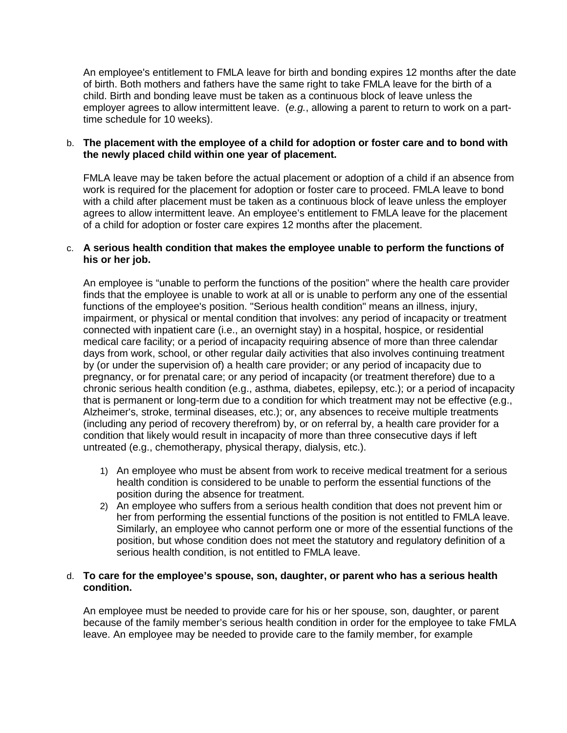An employee's entitlement to FMLA leave for birth and bonding expires 12 months after the date of birth. Both mothers and fathers have the same right to take FMLA leave for the birth of a child. Birth and bonding leave must be taken as a continuous block of leave unless the employer agrees to allow intermittent leave. (*e.g.*, allowing a parent to return to work on a part-time schedule for 10 weeks).

b. **The placement with the employee of a child for adoption or foster care and to bond with the newly placed child within one year of placement.**

FMLA leave may be taken before the actual placement or adoption of a child if an absence from work is required for the placement for adoption or foster care to proceed. FMLA leave to bond with a child after placement must be taken as a continuous block of leave unless the employer agrees to allow intermittent leave. An employee's entitlement to FMLA leave for the placement of a child for adoption or foster care expires 12 months after the placement.

c. **A serious health condition that makes the employee unable to perform the functions of his or her job.**

An employee is "unable to perform the functions of the position" where the health care provider finds that the employee is unable to work at all or is unable to perform any one of the essential functions of the employee's position. "Serious health condition" means an illness, injury, impairment, or physical or mental condition that involves: any period of incapacity or treatment connected with inpatient care (i.e., an overnight stay) in a hospital, hospice, or residential medical care facility; or a period of incapacity requiring absence of more than three calendar days from work, school, or other regular daily activities that also involves continuing treatment by (or under the supervision of) a health care provider; or any period of incapacity due to pregnancy, or for prenatal care; or any period of incapacity (or treatment therefore) due to a chronic serious health condition (e.g., asthma, diabetes, epilepsy, etc.); or a period of incapacity that is permanent or long-term due to a condition for which treatment may not be effective (e.g., Alzheimer's, stroke, terminal diseases, etc.); or, any absences to receive multiple treatments (including any period of recovery therefrom) by, or on referral by, a health care provider for a condition that likely would result in incapacity of more than three consecutive days if left untreated (e.g., chemotherapy, physical therapy, dialysis, etc.).

1) An employee who must be absent from work to receive medical treatment for a serious health condition is considered to be unable to perform the essential functions of the position during the absence for treatment.
2) An employee who suffers from a serious health condition that does not prevent him or her from performing the essential functions of the position is not entitled to FMLA leave. Similarly, an employee who cannot perform one or more of the essential functions of the position, but whose condition does not meet the statutory and regulatory definition of a serious health condition, is not entitled to FMLA leave.

d. **To care for the employee's spouse, son, daughter, or parent who has a serious health condition.**

An employee must be needed to provide care for his or her spouse, son, daughter, or parent because of the family member's serious health condition in order for the employee to take FMLA leave. An employee may be needed to provide care to the family member, for example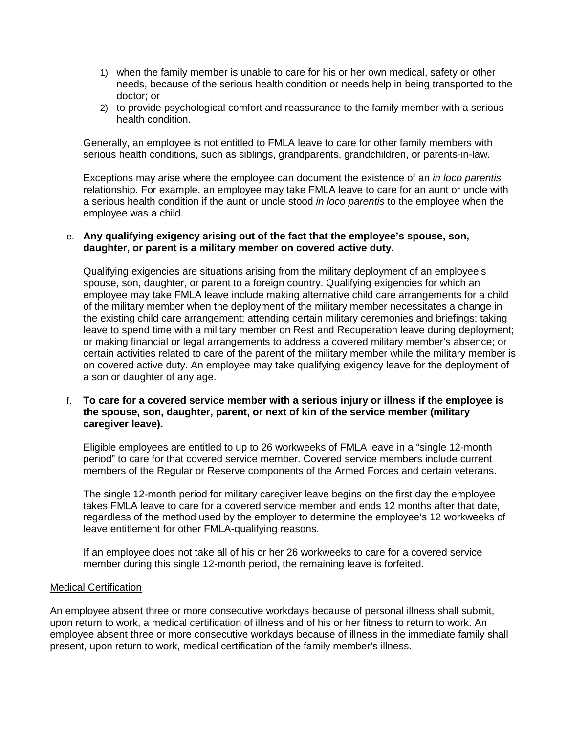1) when the family member is unable to care for his or her own medical, safety or other needs, because of the serious health condition or needs help in being transported to the doctor; or
2) to provide psychological comfort and reassurance to the family member with a serious health condition.

Generally, an employee is not entitled to FMLA leave to care for other family members with serious health conditions, such as siblings, grandparents, grandchildren, or parents-in-law.

Exceptions may arise where the employee can document the existence of an *in loco parentis* relationship. For example, an employee may take FMLA leave to care for an aunt or uncle with a serious health condition if the aunt or uncle stood *in loco parentis* to the employee when the employee was a child.

e. **Any qualifying exigency arising out of the fact that the employee's spouse, son, daughter, or parent is a military member on covered active duty.**

   Qualifying exigencies are situations arising from the military deployment of an employee's spouse, son, daughter, or parent to a foreign country. Qualifying exigencies for which an employee may take FMLA leave include making alternative child care arrangements for a child of the military member when the deployment of the military member necessitates a change in the existing child care arrangement; attending certain military ceremonies and briefings; taking leave to spend time with a military member on Rest and Recuperation leave during deployment; or making financial or legal arrangements to address a covered military member's absence; or certain activities related to care of the parent of the military member while the military member is on covered active duty. An employee may take qualifying exigency leave for the deployment of a son or daughter of any age.

f. **To care for a covered service member with a serious injury or illness if the employee is the spouse, son, daughter, parent, or next of kin of the service member (military caregiver leave).**

   Eligible employees are entitled to up to 26 workweeks of FMLA leave in a "single 12-month period" to care for that covered service member. Covered service members include current members of the Regular or Reserve components of the Armed Forces and certain veterans.

   The single 12-month period for military caregiver leave begins on the first day the employee takes FMLA leave to care for a covered service member and ends 12 months after that date, regardless of the method used by the employer to determine the employee's 12 workweeks of leave entitlement for other FMLA-qualifying reasons.

   If an employee does not take all of his or her 26 workweeks to care for a covered service member during this single 12-month period, the remaining leave is forfeited.

<u>Medical Certification</u>

An employee absent three or more consecutive workdays because of personal illness shall submit, upon return to work, a medical certification of illness and of his or her fitness to return to work. An employee absent three or more consecutive workdays because of illness in the immediate family shall present, upon return to work, medical certification of the family member's illness.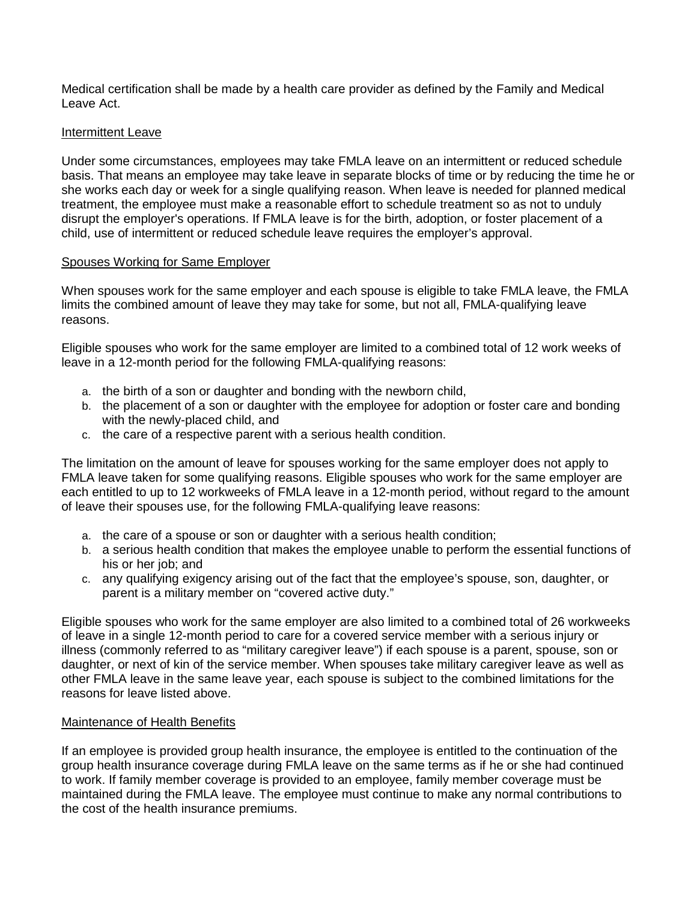Medical certification shall be made by a health care provider as defined by the Family and Medical Leave Act.

### Intermittent Leave

Under some circumstances, employees may take FMLA leave on an intermittent or reduced schedule basis. That means an employee may take leave in separate blocks of time or by reducing the time he or she works each day or week for a single qualifying reason. When leave is needed for planned medical treatment, the employee must make a reasonable effort to schedule treatment so as not to unduly disrupt the employer's operations. If FMLA leave is for the birth, adoption, or foster placement of a child, use of intermittent or reduced schedule leave requires the employer's approval.

### Spouses Working for Same Employer

When spouses work for the same employer and each spouse is eligible to take FMLA leave, the FMLA limits the combined amount of leave they may take for some, but not all, FMLA-qualifying leave reasons.

Eligible spouses who work for the same employer are limited to a combined total of 12 work weeks of leave in a 12-month period for the following FMLA-qualifying reasons:

a. the birth of a son or daughter and bonding with the newborn child,
b. the placement of a son or daughter with the employee for adoption or foster care and bonding with the newly-placed child, and
c. the care of a respective parent with a serious health condition.

The limitation on the amount of leave for spouses working for the same employer does not apply to FMLA leave taken for some qualifying reasons. Eligible spouses who work for the same employer are each entitled to up to 12 workweeks of FMLA leave in a 12-month period, without regard to the amount of leave their spouses use, for the following FMLA-qualifying leave reasons:

a. the care of a spouse or son or daughter with a serious health condition;
b. a serious health condition that makes the employee unable to perform the essential functions of his or her job; and
c. any qualifying exigency arising out of the fact that the employee's spouse, son, daughter, or parent is a military member on "covered active duty."

Eligible spouses who work for the same employer are also limited to a combined total of 26 workweeks of leave in a single 12-month period to care for a covered service member with a serious injury or illness (commonly referred to as "military caregiver leave") if each spouse is a parent, spouse, son or daughter, or next of kin of the service member. When spouses take military caregiver leave as well as other FMLA leave in the same leave year, each spouse is subject to the combined limitations for the reasons for leave listed above.

### Maintenance of Health Benefits

If an employee is provided group health insurance, the employee is entitled to the continuation of the group health insurance coverage during FMLA leave on the same terms as if he or she had continued to work. If family member coverage is provided to an employee, family member coverage must be maintained during the FMLA leave. The employee must continue to make any normal contributions to the cost of the health insurance premiums.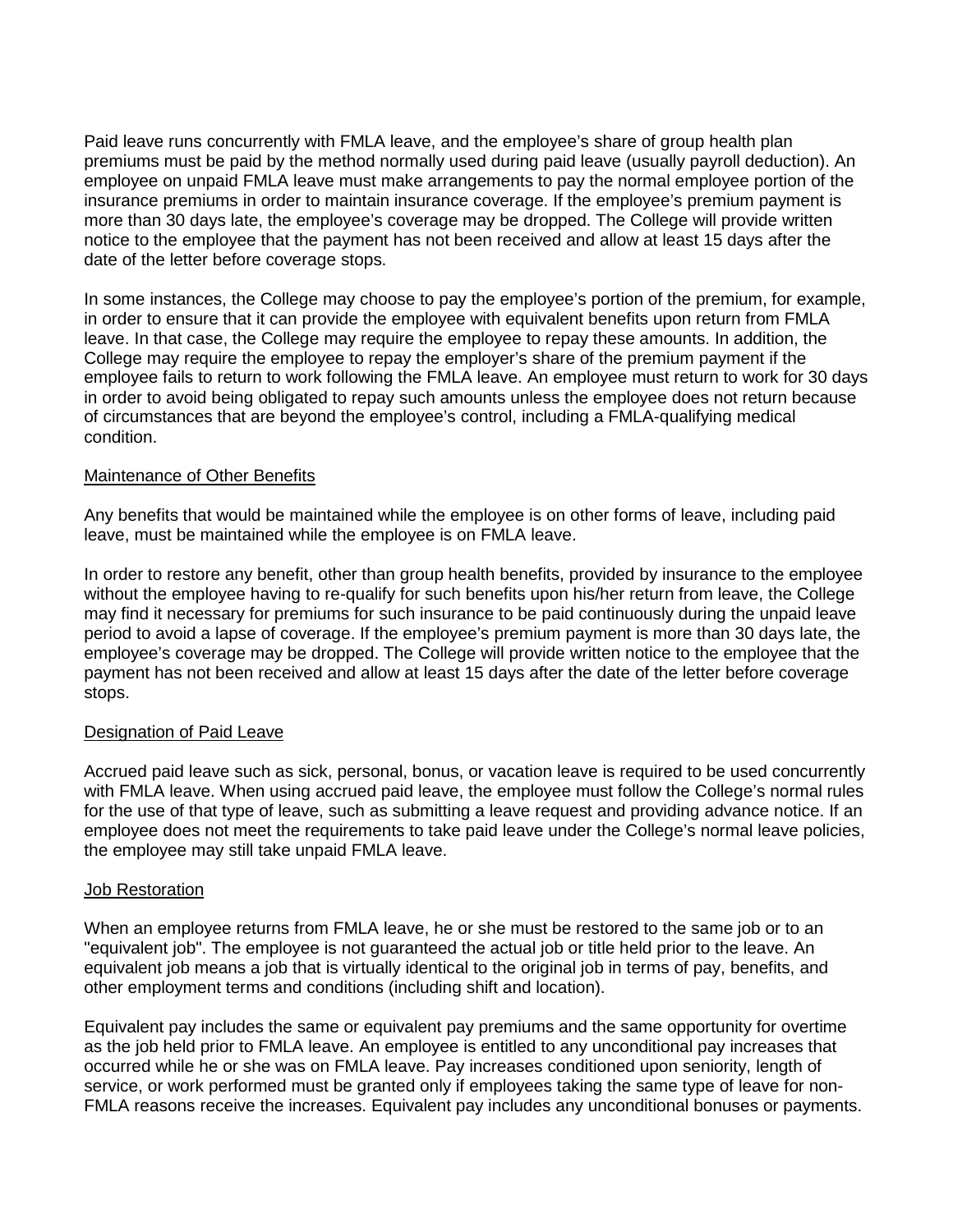Paid leave runs concurrently with FMLA leave, and the employee's share of group health plan premiums must be paid by the method normally used during paid leave (usually payroll deduction). An employee on unpaid FMLA leave must make arrangements to pay the normal employee portion of the insurance premiums in order to maintain insurance coverage. If the employee's premium payment is more than 30 days late, the employee's coverage may be dropped. The College will provide written notice to the employee that the payment has not been received and allow at least 15 days after the date of the letter before coverage stops.

In some instances, the College may choose to pay the employee's portion of the premium, for example, in order to ensure that it can provide the employee with equivalent benefits upon return from FMLA leave. In that case, the College may require the employee to repay these amounts. In addition, the College may require the employee to repay the employer's share of the premium payment if the employee fails to return to work following the FMLA leave. An employee must return to work for 30 days in order to avoid being obligated to repay such amounts unless the employee does not return because of circumstances that are beyond the employee's control, including a FMLA-qualifying medical condition.

<u>Maintenance of Other Benefits</u>

Any benefits that would be maintained while the employee is on other forms of leave, including paid leave, must be maintained while the employee is on FMLA leave.

In order to restore any benefit, other than group health benefits, provided by insurance to the employee without the employee having to re-qualify for such benefits upon his/her return from leave, the College may find it necessary for premiums for such insurance to be paid continuously during the unpaid leave period to avoid a lapse of coverage. If the employee's premium payment is more than 30 days late, the employee's coverage may be dropped. The College will provide written notice to the employee that the payment has not been received and allow at least 15 days after the date of the letter before coverage stops.

<u>Designation of Paid Leave</u>

Accrued paid leave such as sick, personal, bonus, or vacation leave is required to be used concurrently with FMLA leave. When using accrued paid leave, the employee must follow the College's normal rules for the use of that type of leave, such as submitting a leave request and providing advance notice. If an employee does not meet the requirements to take paid leave under the College's normal leave policies, the employee may still take unpaid FMLA leave.

<u>Job Restoration</u>

When an employee returns from FMLA leave, he or she must be restored to the same job or to an "equivalent job". The employee is not guaranteed the actual job or title held prior to the leave. An equivalent job means a job that is virtually identical to the original job in terms of pay, benefits, and other employment terms and conditions (including shift and location).

Equivalent pay includes the same or equivalent pay premiums and the same opportunity for overtime as the job held prior to FMLA leave. An employee is entitled to any unconditional pay increases that occurred while he or she was on FMLA leave. Pay increases conditioned upon seniority, length of service, or work performed must be granted only if employees taking the same type of leave for non-FMLA reasons receive the increases. Equivalent pay includes any unconditional bonuses or payments.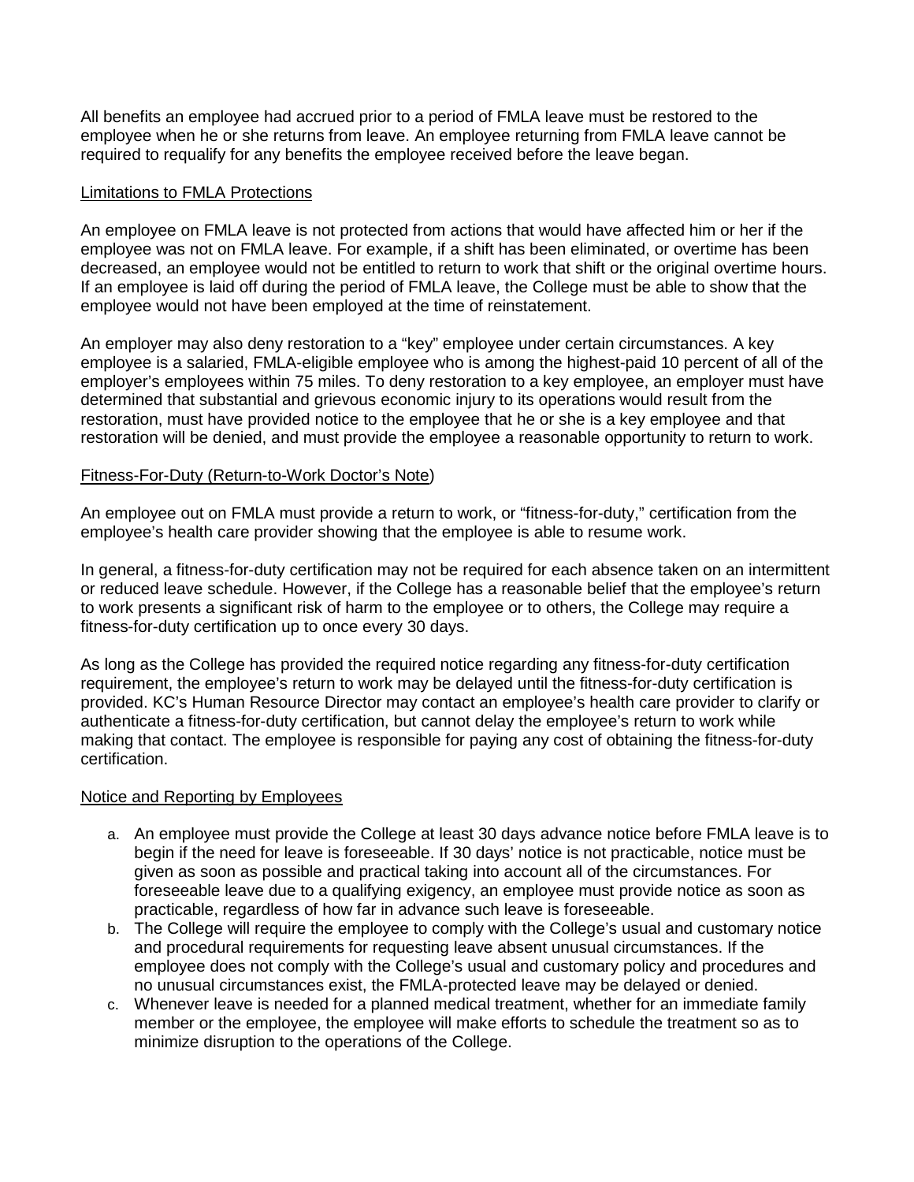All benefits an employee had accrued prior to a period of FMLA leave must be restored to the employee when he or she returns from leave. An employee returning from FMLA leave cannot be required to requalify for any benefits the employee received before the leave began.

<u>Limitations to FMLA Protections</u>

An employee on FMLA leave is not protected from actions that would have affected him or her if the employee was not on FMLA leave. For example, if a shift has been eliminated, or overtime has been decreased, an employee would not be entitled to return to work that shift or the original overtime hours. If an employee is laid off during the period of FMLA leave, the College must be able to show that the employee would not have been employed at the time of reinstatement.

An employer may also deny restoration to a "key" employee under certain circumstances. A key employee is a salaried, FMLA-eligible employee who is among the highest-paid 10 percent of all of the employer's employees within 75 miles. To deny restoration to a key employee, an employer must have determined that substantial and grievous economic injury to its operations would result from the restoration, must have provided notice to the employee that he or she is a key employee and that restoration will be denied, and must provide the employee a reasonable opportunity to return to work.

<u>Fitness-For-Duty (Return-to-Work Doctor's Note</u>)

An employee out on FMLA must provide a return to work, or "fitness-for-duty," certification from the employee's health care provider showing that the employee is able to resume work.

In general, a fitness-for-duty certification may not be required for each absence taken on an intermittent or reduced leave schedule. However, if the College has a reasonable belief that the employee's return to work presents a significant risk of harm to the employee or to others, the College may require a fitness-for-duty certification up to once every 30 days.

As long as the College has provided the required notice regarding any fitness-for-duty certification requirement, the employee's return to work may be delayed until the fitness-for-duty certification is provided. KC's Human Resource Director may contact an employee's health care provider to clarify or authenticate a fitness-for-duty certification, but cannot delay the employee's return to work while making that contact. The employee is responsible for paying any cost of obtaining the fitness-for-duty certification.

<u>Notice and Reporting by Employees</u>

a. An employee must provide the College at least 30 days advance notice before FMLA leave is to begin if the need for leave is foreseeable. If 30 days' notice is not practicable, notice must be given as soon as possible and practical taking into account all of the circumstances. For foreseeable leave due to a qualifying exigency, an employee must provide notice as soon as practicable, regardless of how far in advance such leave is foreseeable.
b. The College will require the employee to comply with the College's usual and customary notice and procedural requirements for requesting leave absent unusual circumstances. If the employee does not comply with the College's usual and customary policy and procedures and no unusual circumstances exist, the FMLA-protected leave may be delayed or denied.
c. Whenever leave is needed for a planned medical treatment, whether for an immediate family member or the employee, the employee will make efforts to schedule the treatment so as to minimize disruption to the operations of the College.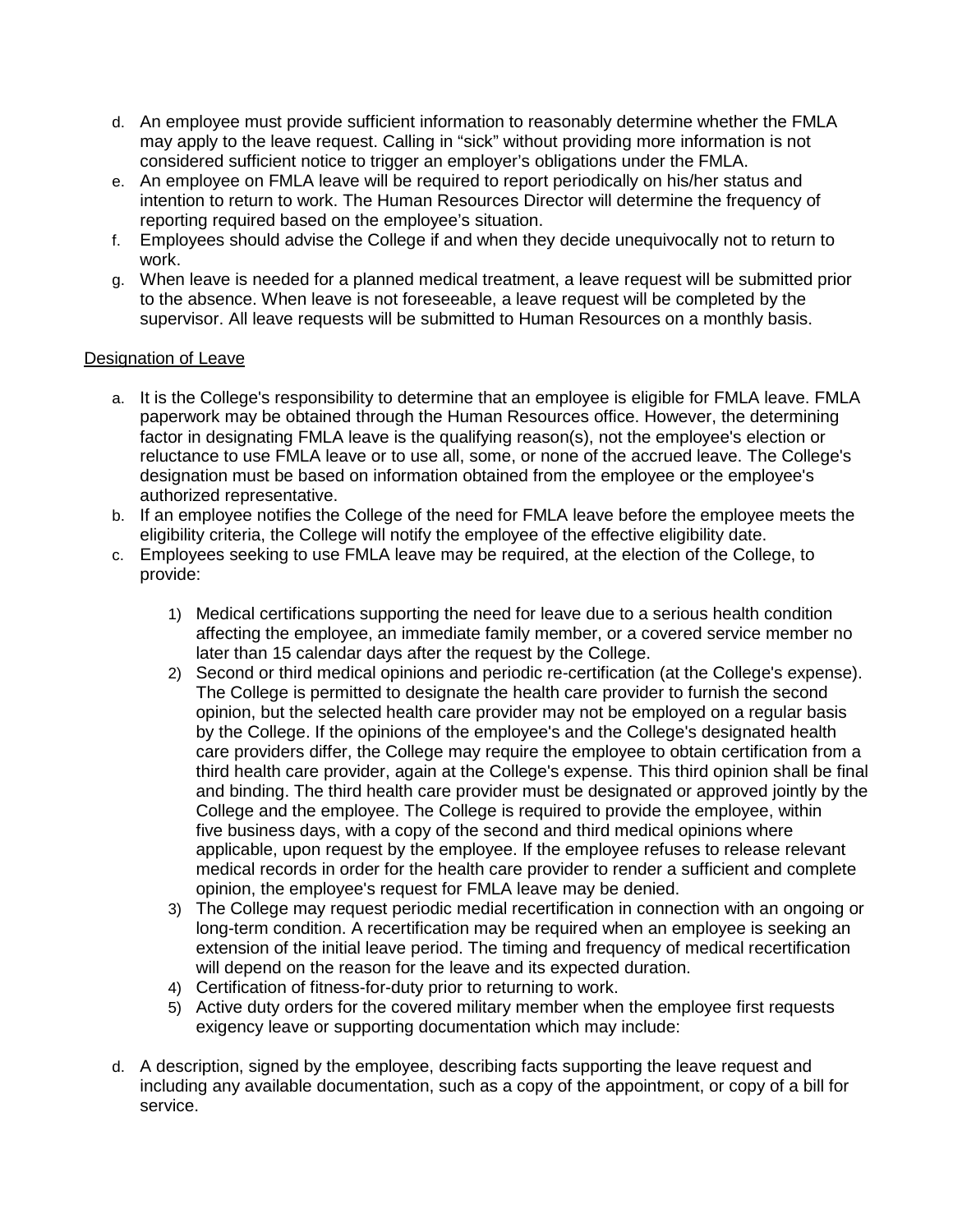d. An employee must provide sufficient information to reasonably determine whether the FMLA may apply to the leave request. Calling in "sick" without providing more information is not considered sufficient notice to trigger an employer's obligations under the FMLA.

e. An employee on FMLA leave will be required to report periodically on his/her status and intention to return to work. The Human Resources Director will determine the frequency of reporting required based on the employee's situation.

f. Employees should advise the College if and when they decide unequivocally not to return to work.

g. When leave is needed for a planned medical treatment, a leave request will be submitted prior to the absence. When leave is not foreseeable, a leave request will be completed by the supervisor. All leave requests will be submitted to Human Resources on a monthly basis.

<u>Designation of Leave</u>

a. It is the College's responsibility to determine that an employee is eligible for FMLA leave. FMLA paperwork may be obtained through the Human Resources office. However, the determining factor in designating FMLA leave is the qualifying reason(s), not the employee's election or reluctance to use FMLA leave or to use all, some, or none of the accrued leave. The College's designation must be based on information obtained from the employee or the employee's authorized representative.

b. If an employee notifies the College of the need for FMLA leave before the employee meets the eligibility criteria, the College will notify the employee of the effective eligibility date.

c. Employees seeking to use FMLA leave may be required, at the election of the College, to provide:

    1) Medical certifications supporting the need for leave due to a serious health condition affecting the employee, an immediate family member, or a covered service member no later than 15 calendar days after the request by the College.
    2) Second or third medical opinions and periodic re-certification (at the College's expense). The College is permitted to designate the health care provider to furnish the second opinion, but the selected health care provider may not be employed on a regular basis by the College. If the opinions of the employee's and the College's designated health care providers differ, the College may require the employee to obtain certification from a third health care provider, again at the College's expense. This third opinion shall be final and binding. The third health care provider must be designated or approved jointly by the College and the employee. The College is required to provide the employee, within five business days, with a copy of the second and third medical opinions where applicable, upon request by the employee. If the employee refuses to release relevant medical records in order for the health care provider to render a sufficient and complete opinion, the employee's request for FMLA leave may be denied.
    3) The College may request periodic medial recertification in connection with an ongoing or long-term condition. A recertification may be required when an employee is seeking an extension of the initial leave period. The timing and frequency of medical recertification will depend on the reason for the leave and its expected duration.
    4) Certification of fitness-for-duty prior to returning to work.
    5) Active duty orders for the covered military member when the employee first requests exigency leave or supporting documentation which may include:

d. A description, signed by the employee, describing facts supporting the leave request and including any available documentation, such as a copy of the appointment, or copy of a bill for service.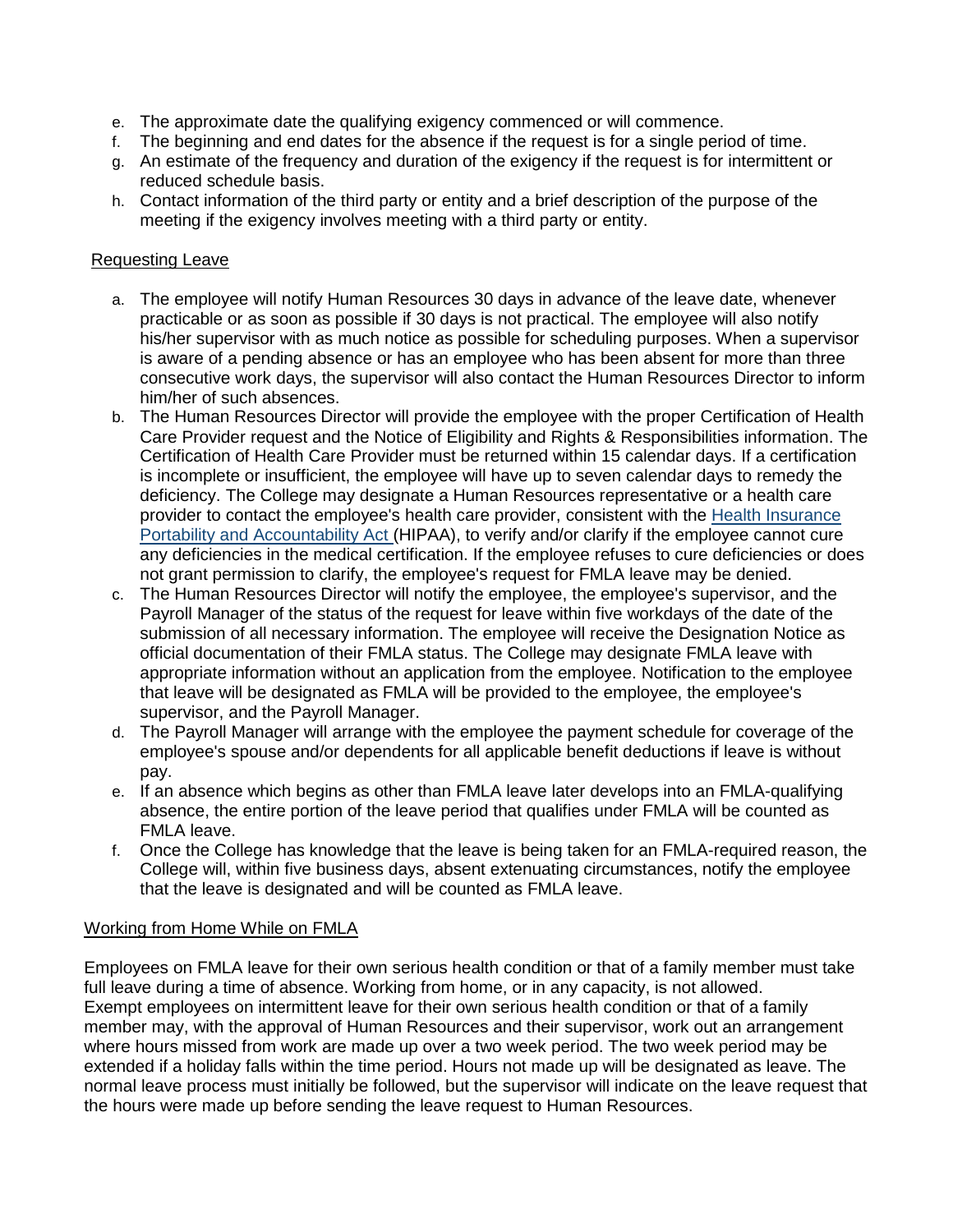e. The approximate date the qualifying exigency commenced or will commence.
f. The beginning and end dates for the absence if the request is for a single period of time.
g. An estimate of the frequency and duration of the exigency if the request is for intermittent or reduced schedule basis.
h. Contact information of the third party or entity and a brief description of the purpose of the meeting if the exigency involves meeting with a third party or entity.

## Requesting Leave

a. The employee will notify Human Resources 30 days in advance of the leave date, whenever practicable or as soon as possible if 30 days is not practical. The employee will also notify his/her supervisor with as much notice as possible for scheduling purposes. When a supervisor is aware of a pending absence or has an employee who has been absent for more than three consecutive work days, the supervisor will also contact the Human Resources Director to inform him/her of such absences.
b. The Human Resources Director will provide the employee with the proper Certification of Health Care Provider request and the Notice of Eligibility and Rights & Responsibilities information. The Certification of Health Care Provider must be returned within 15 calendar days. If a certification is incomplete or insufficient, the employee will have up to seven calendar days to remedy the deficiency. The College may designate a Human Resources representative or a health care provider to contact the employee's health care provider, consistent with the Health Insurance Portability and Accountability Act (HIPAA), to verify and/or clarify if the employee cannot cure any deficiencies in the medical certification. If the employee refuses to cure deficiencies or does not grant permission to clarify, the employee's request for FMLA leave may be denied.
c. The Human Resources Director will notify the employee, the employee's supervisor, and the Payroll Manager of the status of the request for leave within five workdays of the date of the submission of all necessary information. The employee will receive the Designation Notice as official documentation of their FMLA status. The College may designate FMLA leave with appropriate information without an application from the employee. Notification to the employee that leave will be designated as FMLA will be provided to the employee, the employee's supervisor, and the Payroll Manager.
d. The Payroll Manager will arrange with the employee the payment schedule for coverage of the employee's spouse and/or dependents for all applicable benefit deductions if leave is without pay.
e. If an absence which begins as other than FMLA leave later develops into an FMLA-qualifying absence, the entire portion of the leave period that qualifies under FMLA will be counted as FMLA leave.
f. Once the College has knowledge that the leave is being taken for an FMLA-required reason, the College will, within five business days, absent extenuating circumstances, notify the employee that the leave is designated and will be counted as FMLA leave.

## Working from Home While on FMLA

Employees on FMLA leave for their own serious health condition or that of a family member must take full leave during a time of absence. Working from home, or in any capacity, is not allowed. Exempt employees on intermittent leave for their own serious health condition or that of a family member may, with the approval of Human Resources and their supervisor, work out an arrangement where hours missed from work are made up over a two week period. The two week period may be extended if a holiday falls within the time period. Hours not made up will be designated as leave. The normal leave process must initially be followed, but the supervisor will indicate on the leave request that the hours were made up before sending the leave request to Human Resources.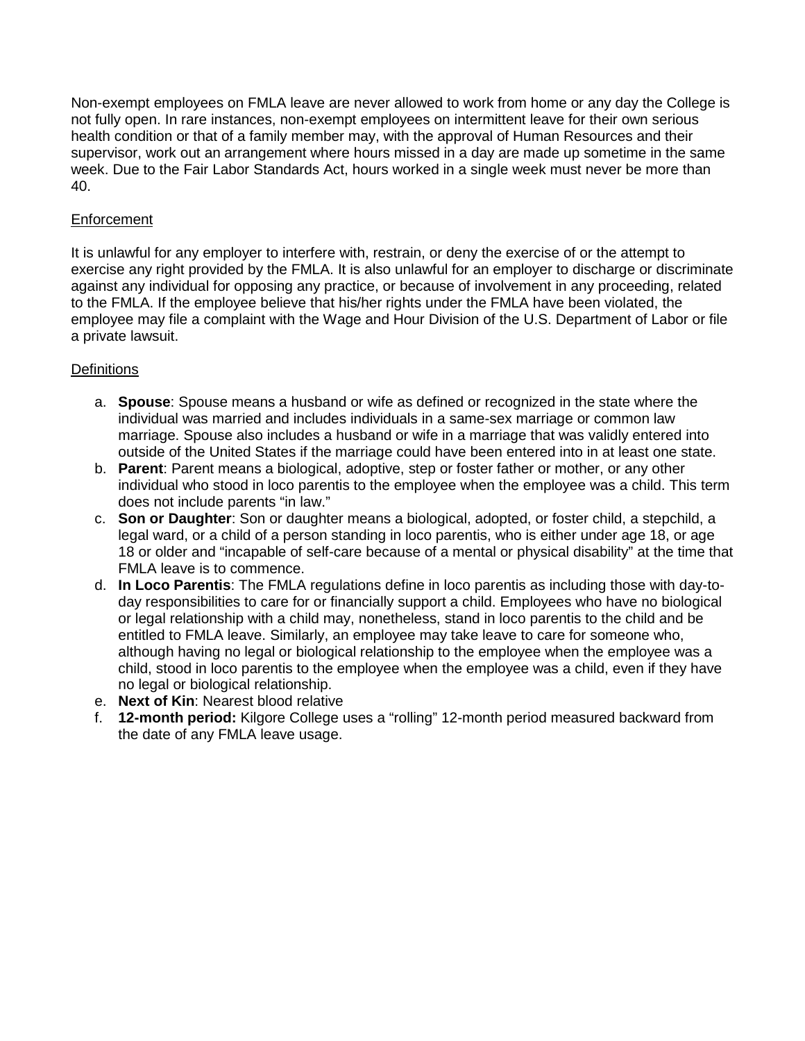Non-exempt employees on FMLA leave are never allowed to work from home or any day the College is not fully open. In rare instances, non-exempt employees on intermittent leave for their own serious health condition or that of a family member may, with the approval of Human Resources and their supervisor, work out an arrangement where hours missed in a day are made up sometime in the same week. Due to the Fair Labor Standards Act, hours worked in a single week must never be more than 40.

## Enforcement

It is unlawful for any employer to interfere with, restrain, or deny the exercise of or the attempt to exercise any right provided by the FMLA. It is also unlawful for an employer to discharge or discriminate against any individual for opposing any practice, or because of involvement in any proceeding, related to the FMLA. If the employee believe that his/her rights under the FMLA have been violated, the employee may file a complaint with the Wage and Hour Division of the U.S. Department of Labor or file a private lawsuit.

## Definitions

a. **Spouse**: Spouse means a husband or wife as defined or recognized in the state where the individual was married and includes individuals in a same-sex marriage or common law marriage. Spouse also includes a husband or wife in a marriage that was validly entered into outside of the United States if the marriage could have been entered into in at least one state.
b. **Parent**: Parent means a biological, adoptive, step or foster father or mother, or any other individual who stood in loco parentis to the employee when the employee was a child. This term does not include parents "in law."
c. **Son or Daughter**: Son or daughter means a biological, adopted, or foster child, a stepchild, a legal ward, or a child of a person standing in loco parentis, who is either under age 18, or age 18 or older and "incapable of self-care because of a mental or physical disability" at the time that FMLA leave is to commence.
d. **In Loco Parentis**: The FMLA regulations define in loco parentis as including those with day-to-day responsibilities to care for or financially support a child. Employees who have no biological or legal relationship with a child may, nonetheless, stand in loco parentis to the child and be entitled to FMLA leave. Similarly, an employee may take leave to care for someone who, although having no legal or biological relationship to the employee when the employee was a child, stood in loco parentis to the employee when the employee was a child, even if they have no legal or biological relationship.
e. **Next of Kin**: Nearest blood relative
f. **12-month period:** Kilgore College uses a "rolling" 12-month period measured backward from the date of any FMLA leave usage.